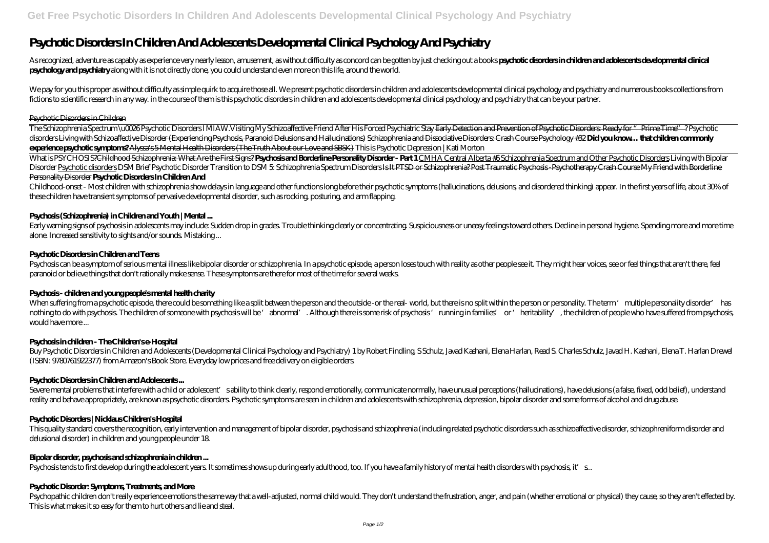# Psychotic Disorders In Children And Adolescents Developmental Clinical Psychology And Psychiatry

As recognized, adventure as capably as experience very nearly lesson, amusement, as without difficulty as concord can be gotten by just checking out a books **psychotic disorders in children and adolescents developmental clinical psychology and psychiatry** along with it is not directly done, you could understand even more on this life, around the world.

We pay for you this proper as without difficulty as simple quirk to acquire those all. We present psychotic disorders in children and adolescents developmental clinical psychology and psychiatry and numerous books collections from fictions to scientific research in any way. in the course of them is this psychotic disorders in children and adolescents developmental clinical psychology and psychiatry that can be your partner.

Psychotic Disorders in Children

The Schizophrenia Spectrum \u0026 Psychotic Disorders l MIAW.*Visiting My Schizoaffective Friend After His Forced Psychiatric Stay* Early Detection and Prevention of Psychotic Disorders: Ready for "Prime Time"? *Psychotic disorders* Living with Schizoaffective Disorder (Experiencing Psychosis, Paranoid Delusions and Hallucinations) Schizophrenia and Dissociative Disorders: Crash Course Psychology #32 **Did you know… that children commonly experience psychotic symptoms?** Alyssa's 5 Mental Health Disorders (The Truth About our Love and SBSK) *This is Psychotic Depression | Kati Morton*

What is PSYCHOSIS?Childhood Schizophrenia: What Are the First Signs? **Psychosis and Borderline Personality Disorder - Part 1** CMHA Central Alberta #6 Schizophrenia Spectrum and Other Psychotic Disorders *Living with Bipolar Disorder* Psychotic disorders *DSM Brief Psychotic Disorder Transition to DSM 5: Schizophrenia Spectrum Disorders* Is It PTSD or Schizophrenia? Post Traumatic Psychosis -Psychotherapy Crash Course My Friend with Borderline Personality Disorder **Psychotic Disorders In Children And**

Childhood-onset - Most children with schizophrenia show delays in language and other functions long before their psychotic symptoms (hallucinations, delusions, and disordered thinking) appear. In the first years of life, about 30% of these children have transient symptoms of pervasive developmental disorder, such as rocking, posturing, and arm flapping.

## Psychosis (Schizophrenia) in Children and Youth | Mental ...

Early warning signs of psychosis in adolescents may include: Sudden drop in grades. Trouble thinking clearly or concentrating. Suspiciousness or uneasy feelings toward others. Decline in personal hygiene. Spending more and more time alone. Increased sensitivity to sights and/or sounds. Mistaking ...

## Psychotic Disorders in Children and Teens

Psychosis can be a symptom of serious mental illness like bipolar disorder or schizophrenia. In a psychotic episode, a person loses touch with reality as other people see it. They might hear voices, see or feel things that aren't there, feel paranoid or believe things that don't rationally make sense. These symptoms are there for most of the time for several weeks.

## Psychosis - children and young people's mental health charity

When suffering from a psychotic episode, there could be something like a split between the person and the outside -or the real- world, but there is no split within the person or personality. The term 'multiple personality disorder' has nothing to do with psychosis. The children of someone with psychosis will be 'abnormal'. Although there is some risk of psychosis 'running in families' or 'heritability', the children of people who have suffered from psychosis, would have more ...

## Psychosis in children - The Children's e-Hospital

Buy Psychotic Disorders in Children and Adolescents (Developmental Clinical Psychology and Psychiatry) 1 by Robert Findling, S Schulz, Javad Kashani, Elena Harlan, Read S. Charles Schulz, Javad H. Kashani, Elena T. Harlan Drewel (ISBN: 9780761922377) from Amazon's Book Store. Everyday low prices and free delivery on eligible orders.

## Psychotic Disorders in Children and Adolescents ...

Severe mental problems that interfere with a child or adolescent's ability to think clearly, respond emotionally, communicate normally, have unusual perceptions (hallucinations), have delusions (a false, fixed, odd belief), understand reality and behave appropriately, are known as psychotic disorders. Psychotic symptoms are seen in children and adolescents with schizophrenia, depression, bipolar disorder and some forms of alcohol and drug abuse.

## Psychotic Disorders | Nicklaus Children's Hospital

This quality standard covers the recognition, early intervention and management of bipolar disorder, psychosis and schizophrenia (including related psychotic disorders such as schizoaffective disorder, schizophreniform disorder and delusional disorder) in children and young people under 18.

## Bipolar disorder, psychosis and schizophrenia in children ...

Psychosis tends to first develop during the adolescent years. It sometimes shows up during early adulthood, too. If you have a family history of mental health disorders with psychosis, it's...

## Psychotic Disorder: Symptoms, Treatments, and More

Psychopathic children don't really experience emotions the same way that a well-adjusted, normal child would. They don't understand the frustration, anger, and pain (whether emotional or physical) they cause, so they aren't effected by. This is what makes it so easy for them to hurt others and lie and steal.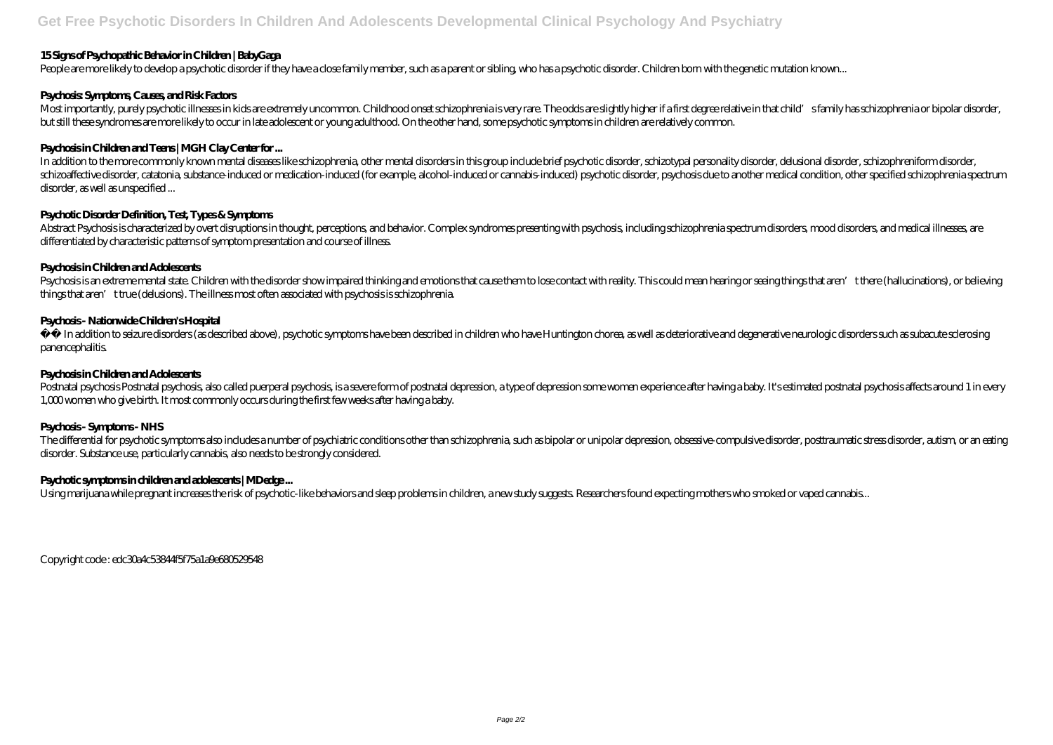**15 Signs of Psychopathic Behavior in Children | BabyGaga**

People are more likely to develop a psychotic disorder if they have a close family member, such as a parent or sibling, who has a psychotic disorder. Children born with the genetic mutation known...

**Psychosis: Symptoms, Causes, and Risk Factors**

Most importantly, purely psychotic illnesses in kids are extremely uncommon. Childhood onset schizophrenia is very rare. The odds are slightly higher if a first degree relative in that child's family has schizophrenia or bipolar disorder, but still these syndromes are more likely to occur in late adolescent or young adulthood. On the other hand, some psychotic symptoms in children are relatively common.

**Psychosis in Children and Teens | MGH Clay Center for ...**

In addition to the more commonly known mental diseases like schizophrenia, other mental disorders in this group include brief psychotic disorder, schizotypal personality disorder, delusional disorder, schizophreniform disorder, schizoaffective disorder, catatonia, substance-induced or medication-induced (for example, alcohol-induced or cannabis-induced) psychotic disorder, psychosis due to another medical condition, other specified schizophrenia spectrum disorder, as well as unspecified ...

**Psychotic Disorder Definition, Test, Types & Symptoms**

Abstract Psychosis is characterized by overt disruptions in thought, perceptions, and behavior. Complex syndromes presenting with psychosis, including schizophrenia spectrum disorders, mood disorders, and medical illnesses, are differentiated by characteristic patterns of symptom presentation and course of illness.

**Psychosis in Children and Adolescents**

Psychosis is an extreme mental state. Children with the disorder show impaired thinking and emotions that cause them to lose contact with reality. This could mean hearing or seeing things that aren't there (hallucinations), or believing things that aren't true (delusions). The illness most often associated with psychosis is schizophrenia.

**Psychosis - Nationwide Children's Hospital**

In addition to seizure disorders (as described above), psychotic symptoms have been described in children who have Huntington chorea, as well as deteriorative and degenerative neurologic disorders such as subacute sclerosing panencephalitis.

**Psychosis in Children and Adolescents**

Postnatal psychosis Postnatal psychosis, also called puerperal psychosis, is a severe form of postnatal depression, a type of depression some women experience after having a baby. It's estimated postnatal psychosis affects around 1 in every 1,000 women who give birth. It most commonly occurs during the first few weeks after having a baby.

**Psychosis - Symptoms - NHS**

The differential for psychotic symptoms also includes a number of psychiatric conditions other than schizophrenia, such as bipolar or unipolar depression, obsessive-compulsive disorder, posttraumatic stress disorder, autism, or an eating disorder. Substance use, particularly cannabis, also needs to be strongly considered.

**Psychotic symptoms in children and adolescents | MDedge ...**

Using marijuana while pregnant increases the risk of psychotic-like behaviors and sleep problems in children, a new study suggests. Researchers found expecting mothers who smoked or vaped cannabis...

Copyright code : edc30a4c53844f5f75a1a9e680529548